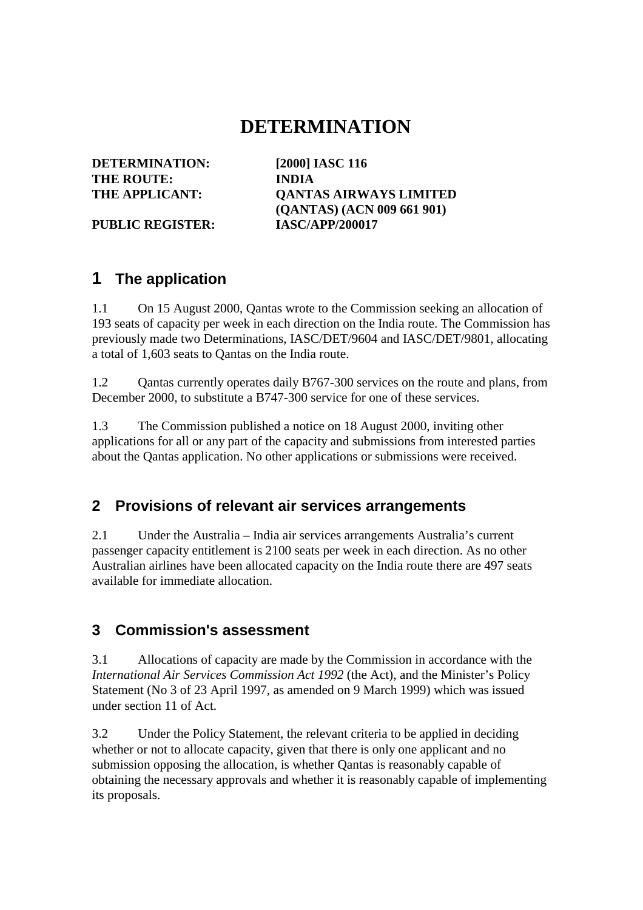# DETERMINATION

**DETERMINATION:** **[2000] IASC 116**
**THE ROUTE:** **INDIA**
**THE APPLICANT:** **QANTAS AIRWAYS LIMITED (QANTAS) (ACN 009 661 901)**
**PUBLIC REGISTER:** **IASC/APP/200017**

## 1 The application

1.1 On 15 August 2000, Qantas wrote to the Commission seeking an allocation of 193 seats of capacity per week in each direction on the India route. The Commission has previously made two Determinations, IASC/DET/9604 and IASC/DET/9801, allocating a total of 1,603 seats to Qantas on the India route.

1.2 Qantas currently operates daily B767-300 services on the route and plans, from December 2000, to substitute a B747-300 service for one of these services.

1.3 The Commission published a notice on 18 August 2000, inviting other applications for all or any part of the capacity and submissions from interested parties about the Qantas application. No other applications or submissions were received.

## 2 Provisions of relevant air services arrangements

2.1 Under the Australia – India air services arrangements Australia's current passenger capacity entitlement is 2100 seats per week in each direction. As no other Australian airlines have been allocated capacity on the India route there are 497 seats available for immediate allocation.

## 3 Commission's assessment

3.1 Allocations of capacity are made by the Commission in accordance with the *International Air Services Commission Act 1992* (the Act), and the Minister's Policy Statement (No 3 of 23 April 1997, as amended on 9 March 1999) which was issued under section 11 of Act.

3.2 Under the Policy Statement, the relevant criteria to be applied in deciding whether or not to allocate capacity, given that there is only one applicant and no submission opposing the allocation, is whether Qantas is reasonably capable of obtaining the necessary approvals and whether it is reasonably capable of implementing its proposals.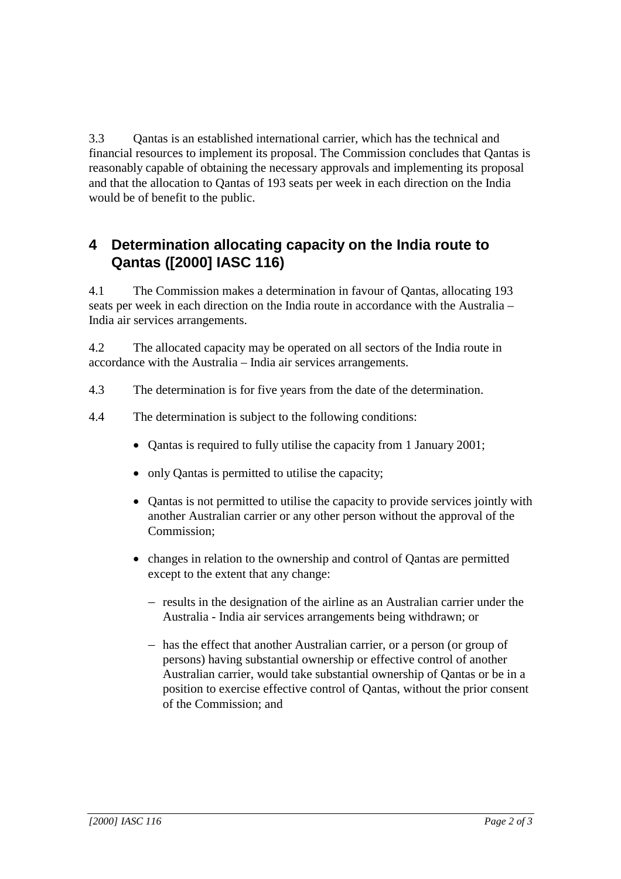3.3 Qantas is an established international carrier, which has the technical and financial resources to implement its proposal. The Commission concludes that Qantas is reasonably capable of obtaining the necessary approvals and implementing its proposal and that the allocation to Qantas of 193 seats per week in each direction on the India would be of benefit to the public.

## 4 Determination allocating capacity on the India route to Qantas ([2000] IASC 116)

4.1 The Commission makes a determination in favour of Qantas, allocating 193 seats per week in each direction on the India route in accordance with the Australia – India air services arrangements.

4.2 The allocated capacity may be operated on all sectors of the India route in accordance with the Australia – India air services arrangements.

4.3 The determination is for five years from the date of the determination.

4.4 The determination is subject to the following conditions:

- Qantas is required to fully utilise the capacity from 1 January 2001;
- only Qantas is permitted to utilise the capacity;
- Qantas is not permitted to utilise the capacity to provide services jointly with another Australian carrier or any other person without the approval of the Commission;
- changes in relation to the ownership and control of Qantas are permitted except to the extent that any change:
  - results in the designation of the airline as an Australian carrier under the Australia - India air services arrangements being withdrawn; or
  - has the effect that another Australian carrier, or a person (or group of persons) having substantial ownership or effective control of another Australian carrier, would take substantial ownership of Qantas or be in a position to exercise effective control of Qantas, without the prior consent of the Commission; and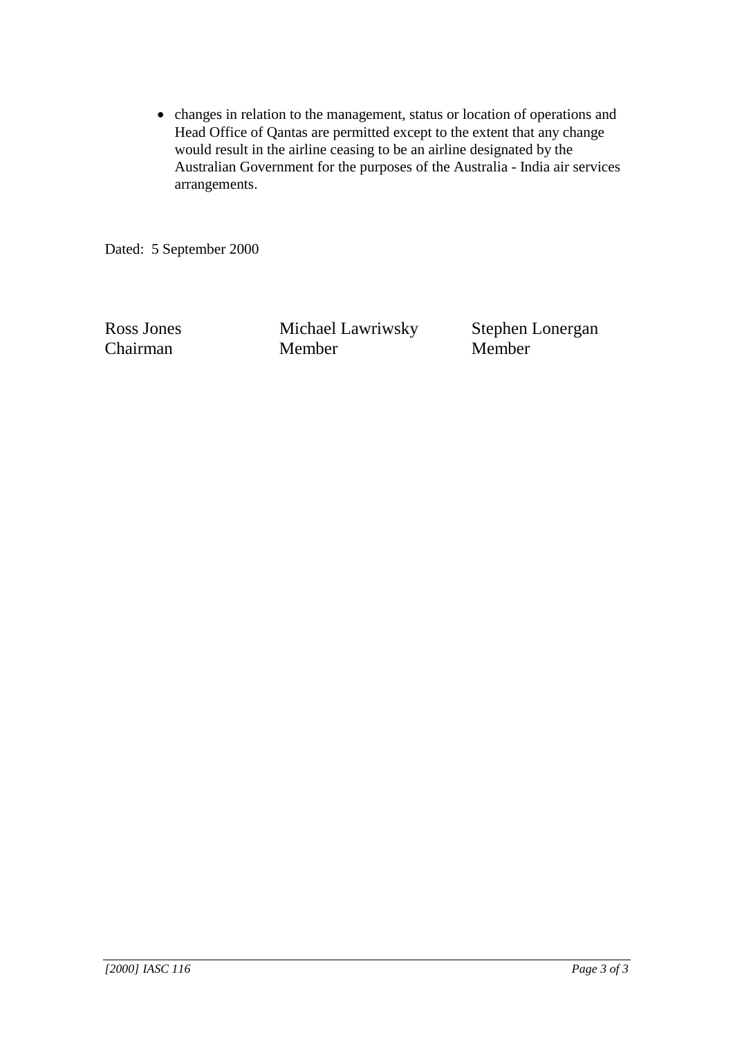- changes in relation to the management, status or location of operations and Head Office of Qantas are permitted except to the extent that any change would result in the airline ceasing to be an airline designated by the Australian Government for the purposes of the Australia - India air services arrangements.

Dated: 5 September 2000

| | | |
|---|---|---|
| Ross Jones | Michael Lawriwsky | Stephen Lonergan |
| Chairman | Member | Member |